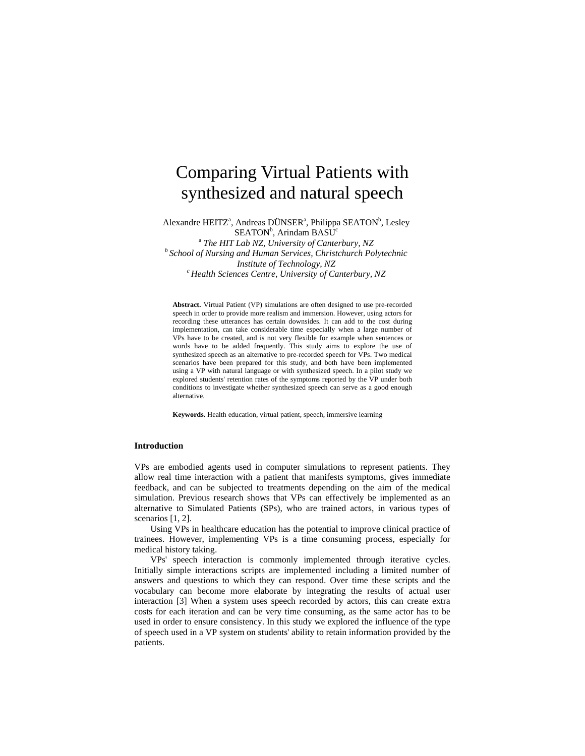# Comparing Virtual Patients with synthesized and natural speech

Alexandre HEITZ[a], Andreas DÜNSER[a], Philippa SEATON[b], Lesley SEATON[b], Arindam BASU[c]

[a] *The HIT Lab NZ, University of Canterbury, NZ*

[b] *School of Nursing and Human Services, Christchurch Polytechnic Institute of Technology, NZ*

[c] *Health Sciences Centre, University of Canterbury, NZ*

**Abstract.** Virtual Patient (VP) simulations are often designed to use pre-recorded speech in order to provide more realism and immersion. However, using actors for recording these utterances has certain downsides. It can add to the cost during implementation, can take considerable time especially when a large number of VPs have to be created, and is not very flexible for example when sentences or words have to be added frequently. This study aims to explore the use of synthesized speech as an alternative to pre-recorded speech for VPs. Two medical scenarios have been prepared for this study, and both have been implemented using a VP with natural language or with synthesized speech. In a pilot study we explored students' retention rates of the symptoms reported by the VP under both conditions to investigate whether synthesized speech can serve as a good enough alternative.

**Keywords.** Health education, virtual patient, speech, immersive learning

## Introduction

VPs are embodied agents used in computer simulations to represent patients. They allow real time interaction with a patient that manifests symptoms, gives immediate feedback, and can be subjected to treatments depending on the aim of the medical simulation. Previous research shows that VPs can effectively be implemented as an alternative to Simulated Patients (SPs), who are trained actors, in various types of scenarios [1, 2].

Using VPs in healthcare education has the potential to improve clinical practice of trainees. However, implementing VPs is a time consuming process, especially for medical history taking.

VPs' speech interaction is commonly implemented through iterative cycles. Initially simple interactions scripts are implemented including a limited number of answers and questions to which they can respond. Over time these scripts and the vocabulary can become more elaborate by integrating the results of actual user interaction [3] When a system uses speech recorded by actors, this can create extra costs for each iteration and can be very time consuming, as the same actor has to be used in order to ensure consistency. In this study we explored the influence of the type of speech used in a VP system on students' ability to retain information provided by the patients.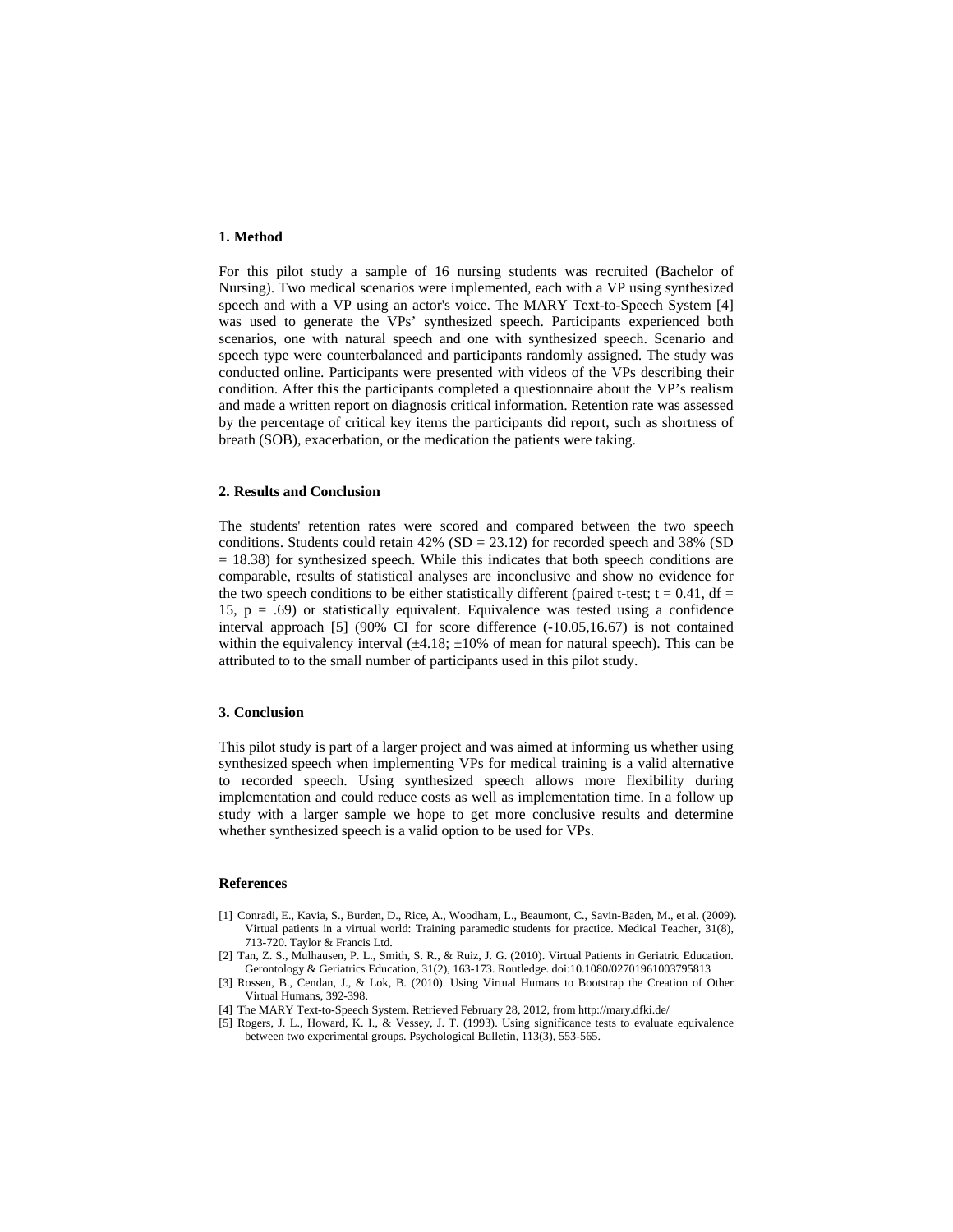## 1. Method

For this pilot study a sample of 16 nursing students was recruited (Bachelor of Nursing). Two medical scenarios were implemented, each with a VP using synthesized speech and with a VP using an actor's voice. The MARY Text-to-Speech System [4] was used to generate the VPs' synthesized speech. Participants experienced both scenarios, one with natural speech and one with synthesized speech. Scenario and speech type were counterbalanced and participants randomly assigned. The study was conducted online. Participants were presented with videos of the VPs describing their condition. After this the participants completed a questionnaire about the VP's realism and made a written report on diagnosis critical information. Retention rate was assessed by the percentage of critical key items the participants did report, such as shortness of breath (SOB), exacerbation, or the medication the patients were taking.

## 2. Results and Conclusion

The students' retention rates were scored and compared between the two speech conditions. Students could retain 42% ($SD = 23.12$) for recorded speech and 38% ($SD = 18.38$) for synthesized speech. While this indicates that both speech conditions are comparable, results of statistical analyses are inconclusive and show no evidence for the two speech conditions to be either statistically different (paired t-test; $t = 0.41$, $df = 15$, $p = .69$) or statistically equivalent. Equivalence was tested using a confidence interval approach [5] (90% CI for score difference (-10.05,16.67) is not contained within the equivalency interval (±4.18; ±10% of mean for natural speech). This can be attributed to to the small number of participants used in this pilot study.

## 3. Conclusion

This pilot study is part of a larger project and was aimed at informing us whether using synthesized speech when implementing VPs for medical training is a valid alternative to recorded speech. Using synthesized speech allows more flexibility during implementation and could reduce costs as well as implementation time. In a follow up study with a larger sample we hope to get more conclusive results and determine whether synthesized speech is a valid option to be used for VPs.

## References

[1] Conradi, E., Kavia, S., Burden, D., Rice, A., Woodham, L., Beaumont, C., Savin-Baden, M., et al. (2009). Virtual patients in a virtual world: Training paramedic students for practice. Medical Teacher, 31(8), 713-720. Taylor & Francis Ltd.

[2] Tan, Z. S., Mulhausen, P. L., Smith, S. R., & Ruiz, J. G. (2010). Virtual Patients in Geriatric Education. Gerontology & Geriatrics Education, 31(2), 163-173. Routledge. doi:10.1080/02701961003795813

[3] Rossen, B., Cendan, J., & Lok, B. (2010). Using Virtual Humans to Bootstrap the Creation of Other Virtual Humans, 392-398.

[4] The MARY Text-to-Speech System. Retrieved February 28, 2012, from http://mary.dfki.de/

[5] Rogers, J. L., Howard, K. I., & Vessey, J. T. (1993). Using significance tests to evaluate equivalence between two experimental groups. Psychological Bulletin, 113(3), 553-565.